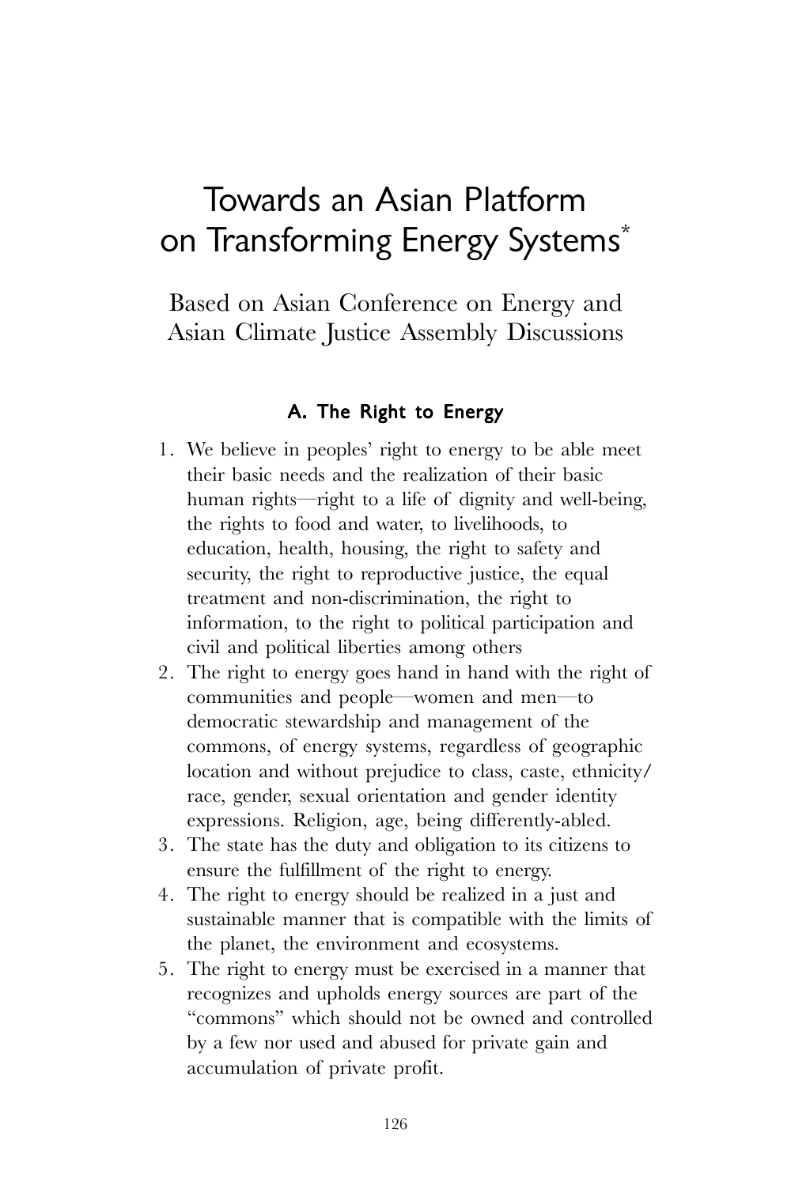# Towards an Asian Platform on Transforming Energy Systems*

## Based on Asian Conference on Energy and Asian Climate Justice Assembly Discussions

### A. The Right to Energy

1. We believe in peoples' right to energy to be able meet their basic needs and the realization of their basic human rights—right to a life of dignity and well-being, the rights to food and water, to livelihoods, to education, health, housing, the right to safety and security, the right to reproductive justice, the equal treatment and non-discrimination, the right to information, to the right to political participation and civil and political liberties among others
2. The right to energy goes hand in hand with the right of communities and people—women and men—to democratic stewardship and management of the commons, of energy systems, regardless of geographic location and without prejudice to class, caste, ethnicity/race, gender, sexual orientation and gender identity expressions. Religion, age, being differently-abled.
3. The state has the duty and obligation to its citizens to ensure the fulfillment of the right to energy.
4. The right to energy should be realized in a just and sustainable manner that is compatible with the limits of the planet, the environment and ecosystems.
5. The right to energy must be exercised in a manner that recognizes and upholds energy sources are part of the "commons" which should not be owned and controlled by a few nor used and abused for private gain and accumulation of private profit.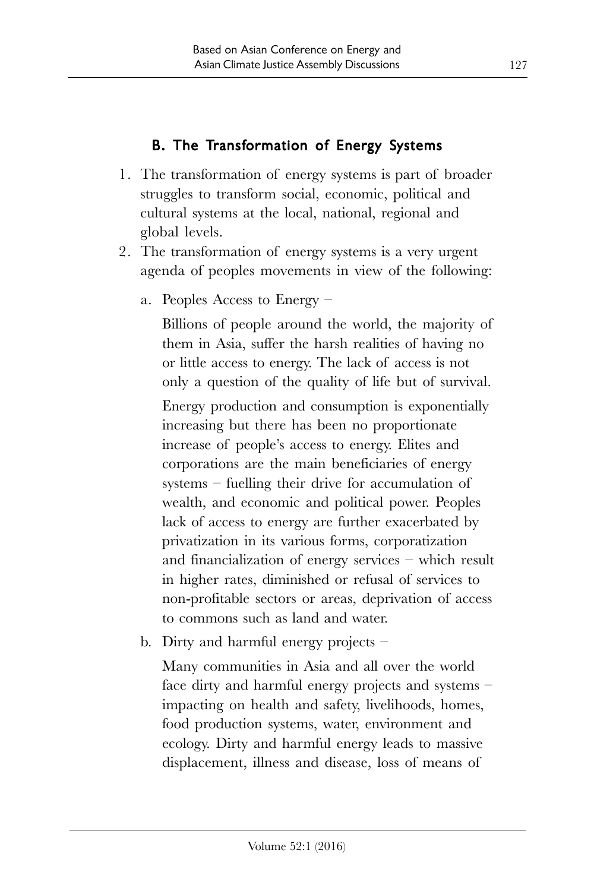### B. The Transformation of Energy Systems

1. The transformation of energy systems is part of broader struggles to transform social, economic, political and cultural systems at the local, national, regional and global levels.
2. The transformation of energy systems is a very urgent agenda of peoples movements in view of the following:

   a. Peoples Access to Energy –

      Billions of people around the world, the majority of them in Asia, suffer the harsh realities of having no or little access to energy. The lack of access is not only a question of the quality of life but of survival.

      Energy production and consumption is exponentially increasing but there has been no proportionate increase of people's access to energy. Elites and corporations are the main beneficiaries of energy systems – fuelling their drive for accumulation of wealth, and economic and political power. Peoples lack of access to energy are further exacerbated by privatization in its various forms, corporatization and financialization of energy services – which result in higher rates, diminished or refusal of services to non-profitable sectors or areas, deprivation of access to commons such as land and water.

   b. Dirty and harmful energy projects –

      Many communities in Asia and all over the world face dirty and harmful energy projects and systems – impacting on health and safety, livelihoods, homes, food production systems, water, environment and ecology. Dirty and harmful energy leads to massive displacement, illness and disease, loss of means of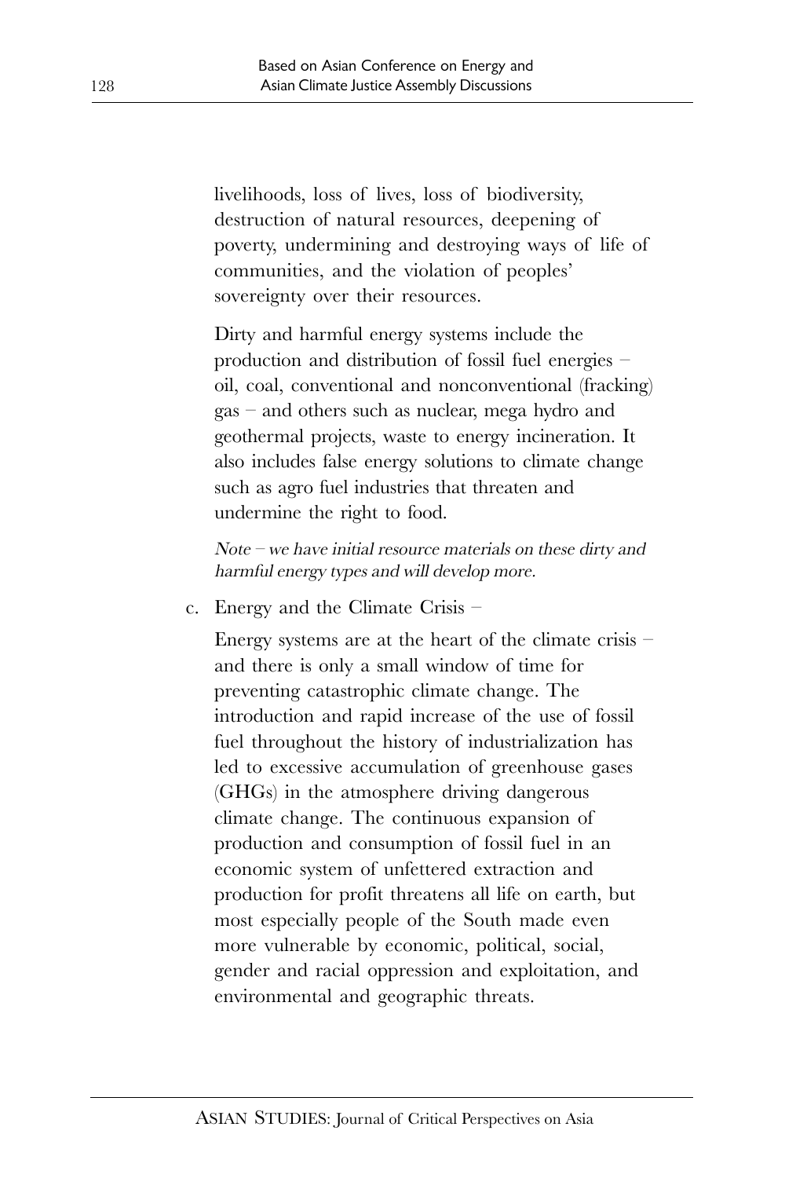livelihoods, loss of lives, loss of biodiversity, destruction of natural resources, deepening of poverty, undermining and destroying ways of life of communities, and the violation of peoples' sovereignty over their resources.

Dirty and harmful energy systems include the production and distribution of fossil fuel energies – oil, coal, conventional and nonconventional (fracking) gas – and others such as nuclear, mega hydro and geothermal projects, waste to energy incineration. It also includes false energy solutions to climate change such as agro fuel industries that threaten and undermine the right to food.

*Note – we have initial resource materials on these dirty and harmful energy types and will develop more.*

c. Energy and the Climate Crisis –

Energy systems are at the heart of the climate crisis – and there is only a small window of time for preventing catastrophic climate change. The introduction and rapid increase of the use of fossil fuel throughout the history of industrialization has led to excessive accumulation of greenhouse gases (GHGs) in the atmosphere driving dangerous climate change. The continuous expansion of production and consumption of fossil fuel in an economic system of unfettered extraction and production for profit threatens all life on earth, but most especially people of the South made even more vulnerable by economic, political, social, gender and racial oppression and exploitation, and environmental and geographic threats.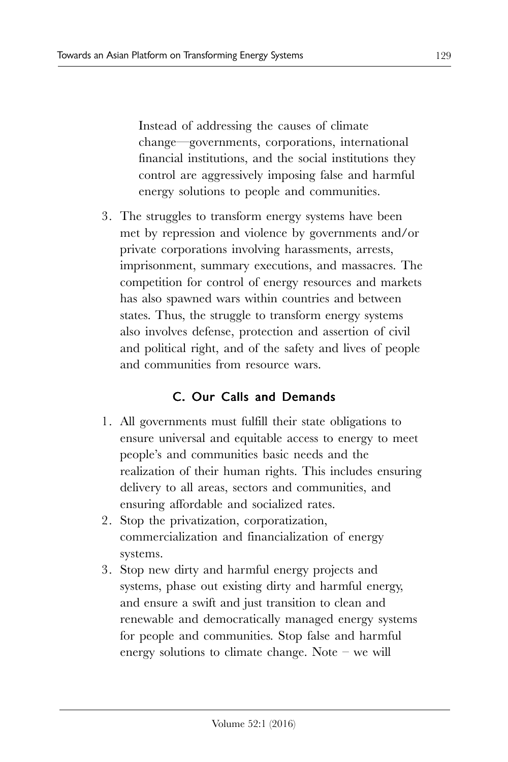Instead of addressing the causes of climate change—governments, corporations, international financial institutions, and the social institutions they control are aggressively imposing false and harmful energy solutions to people and communities.

3. The struggles to transform energy systems have been met by repression and violence by governments and/or private corporations involving harassments, arrests, imprisonment, summary executions, and massacres. The competition for control of energy resources and markets has also spawned wars within countries and between states. Thus, the struggle to transform energy systems also involves defense, protection and assertion of civil and political right, and of the safety and lives of people and communities from resource wars.

### C. Our Calls and Demands

1. All governments must fulfill their state obligations to ensure universal and equitable access to energy to meet people's and communities basic needs and the realization of their human rights. This includes ensuring delivery to all areas, sectors and communities, and ensuring affordable and socialized rates.
2. Stop the privatization, corporatization, commercialization and financialization of energy systems.
3. Stop new dirty and harmful energy projects and systems, phase out existing dirty and harmful energy, and ensure a swift and just transition to clean and renewable and democratically managed energy systems for people and communities. Stop false and harmful energy solutions to climate change. Note – we will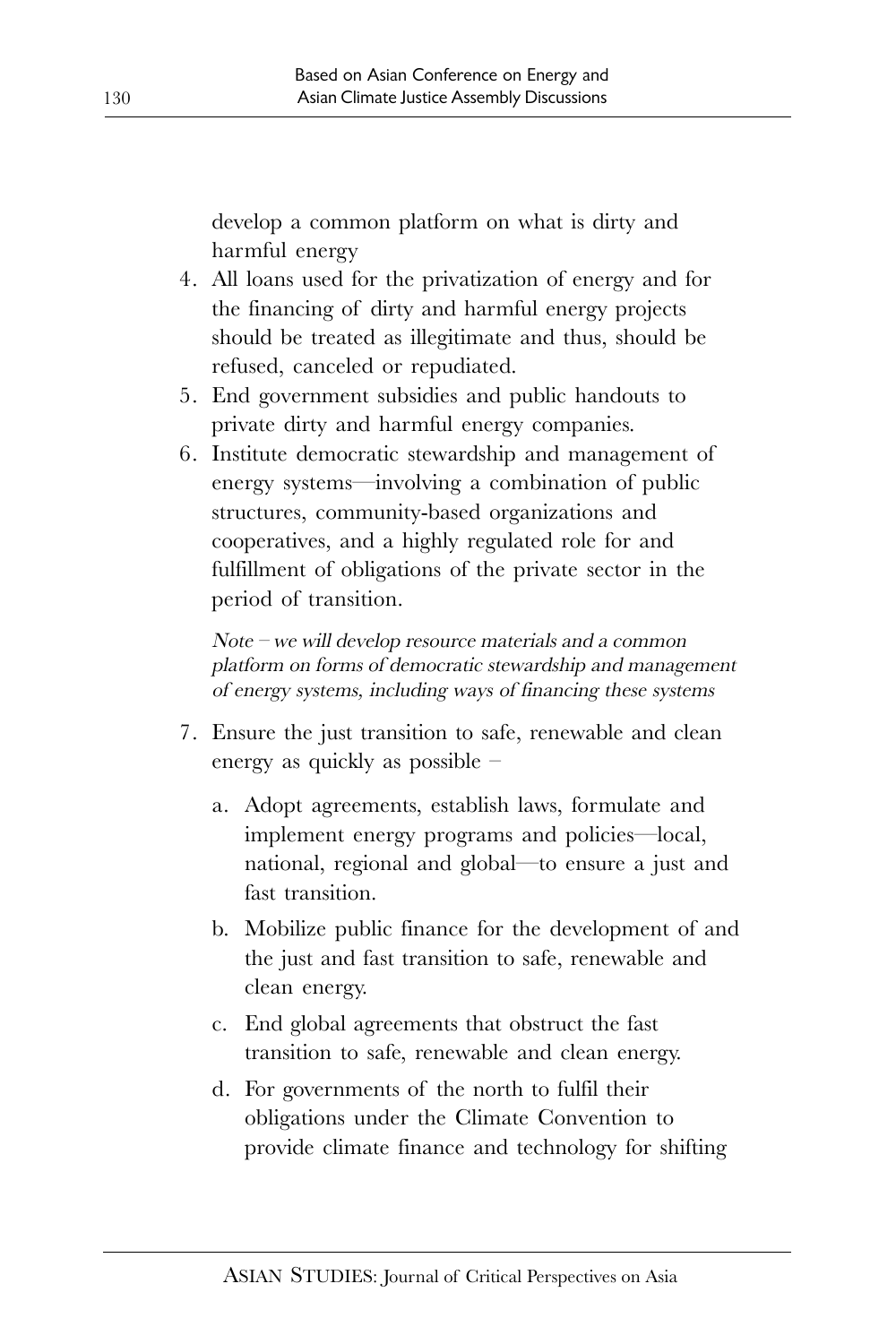develop a common platform on what is dirty and harmful energy

4. All loans used for the privatization of energy and for the financing of dirty and harmful energy projects should be treated as illegitimate and thus, should be refused, canceled or repudiated.
5. End government subsidies and public handouts to private dirty and harmful energy companies.
6. Institute democratic stewardship and management of energy systems—involving a combination of public structures, community-based organizations and cooperatives, and a highly regulated role for and fulfillment of obligations of the private sector in the period of transition.

   *Note – we will develop resource materials and a common platform on forms of democratic stewardship and management of energy systems, including ways of financing these systems*

7. Ensure the just transition to safe, renewable and clean energy as quickly as possible –
   a. Adopt agreements, establish laws, formulate and implement energy programs and policies—local, national, regional and global—to ensure a just and fast transition.
   b. Mobilize public finance for the development of and the just and fast transition to safe, renewable and clean energy.
   c. End global agreements that obstruct the fast transition to safe, renewable and clean energy.
   d. For governments of the north to fulfil their obligations under the Climate Convention to provide climate finance and technology for shifting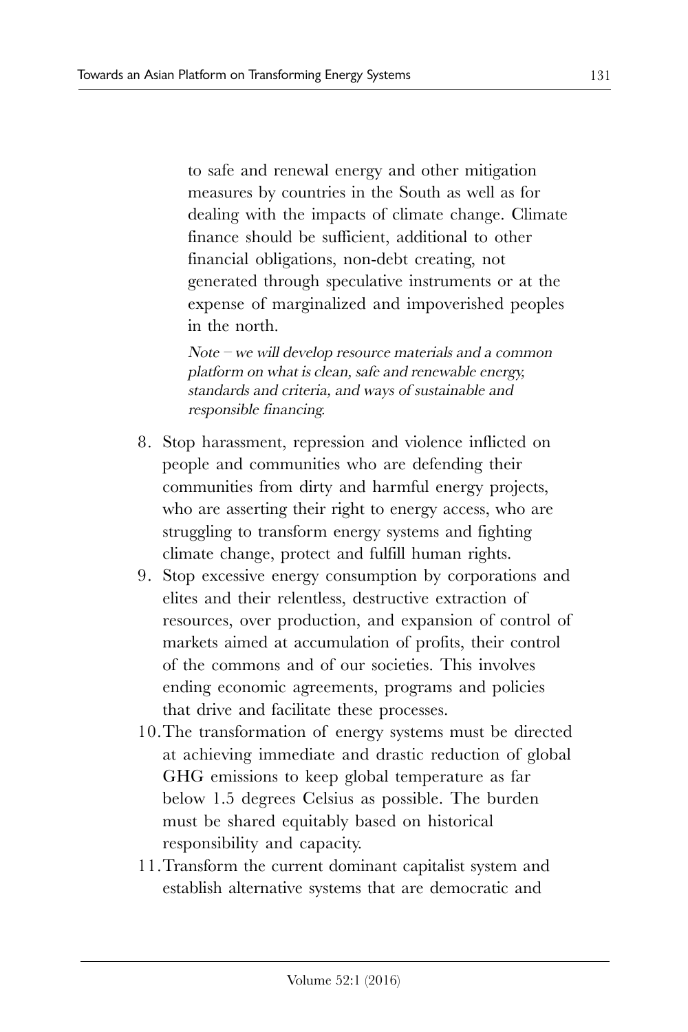to safe and renewal energy and other mitigation measures by countries in the South as well as for dealing with the impacts of climate change. Climate finance should be sufficient, additional to other financial obligations, non-debt creating, not generated through speculative instruments or at the expense of marginalized and impoverished peoples in the north.

*Note – we will develop resource materials and a common platform on what is clean, safe and renewable energy, standards and criteria, and ways of sustainable and responsible financing.*

8. Stop harassment, repression and violence inflicted on people and communities who are defending their communities from dirty and harmful energy projects, who are asserting their right to energy access, who are struggling to transform energy systems and fighting climate change, protect and fulfill human rights.
9. Stop excessive energy consumption by corporations and elites and their relentless, destructive extraction of resources, over production, and expansion of control of markets aimed at accumulation of profits, their control of the commons and of our societies. This involves ending economic agreements, programs and policies that drive and facilitate these processes.
10. The transformation of energy systems must be directed at achieving immediate and drastic reduction of global GHG emissions to keep global temperature as far below 1.5 degrees Celsius as possible. The burden must be shared equitably based on historical responsibility and capacity.
11. Transform the current dominant capitalist system and establish alternative systems that are democratic and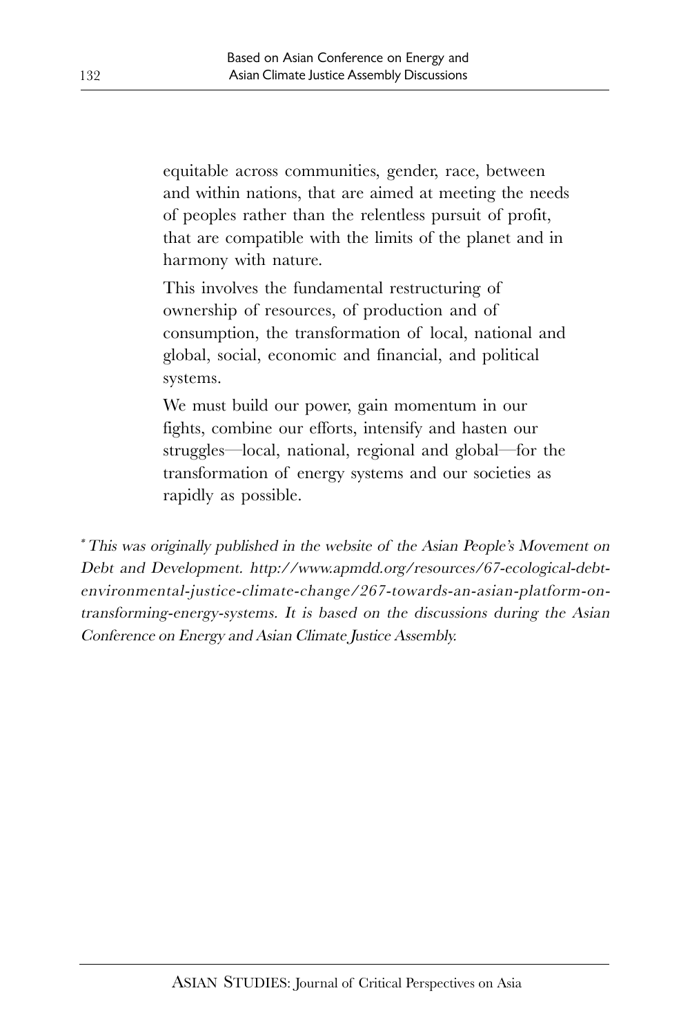equitable across communities, gender, race, between and within nations, that are aimed at meeting the needs of peoples rather than the relentless pursuit of profit, that are compatible with the limits of the planet and in harmony with nature.

This involves the fundamental restructuring of ownership of resources, of production and of consumption, the transformation of local, national and global, social, economic and financial, and political systems.

We must build our power, gain momentum in our fights, combine our efforts, intensify and hasten our struggles—local, national, regional and global—for the transformation of energy systems and our societies as rapidly as possible.

*This was originally published in the website of the Asian People's Movement on Debt and Development. http://www.apmdd.org/resources/67-ecological-debt-environmental-justice-climate-change/267-towards-an-asian-platform-on-transforming-energy-systems. It is based on the discussions during the Asian Conference on Energy and Asian Climate Justice Assembly.*